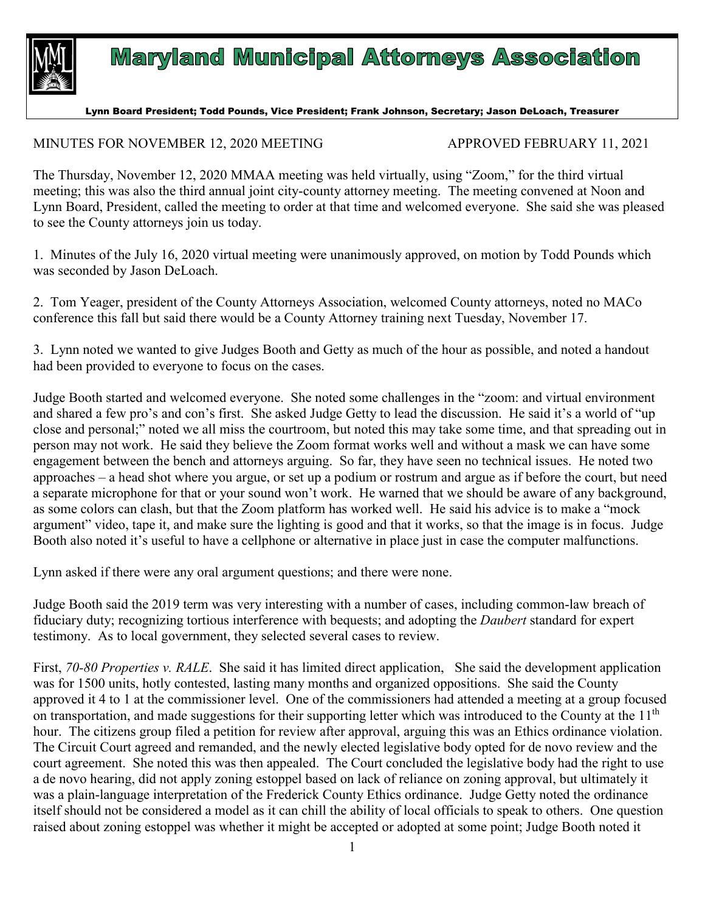# Maryland Municipal Attorneys Association

Lynn Board President; Todd Pounds, Vice President; Frank Johnson, Secretary; Jason DeLoach, Treasurer

MINUTES FOR NOVEMBER 12, 2020 MEETING  APPROVED FEBRUARY 11, 2021

The Thursday, November 12, 2020 MMAA meeting was held virtually, using "Zoom," for the third virtual meeting; this was also the third annual joint city-county attorney meeting. The meeting convened at Noon and Lynn Board, President, called the meeting to order at that time and welcomed everyone. She said she was pleased to see the County attorneys join us today.

1. Minutes of the July 16, 2020 virtual meeting were unanimously approved, on motion by Todd Pounds which was seconded by Jason DeLoach.

2. Tom Yeager, president of the County Attorneys Association, welcomed County attorneys, noted no MACo conference this fall but said there would be a County Attorney training next Tuesday, November 17.

3. Lynn noted we wanted to give Judges Booth and Getty as much of the hour as possible, and noted a handout had been provided to everyone to focus on the cases.

Judge Booth started and welcomed everyone. She noted some challenges in the "zoom: and virtual environment and shared a few pro's and con's first. She asked Judge Getty to lead the discussion. He said it's a world of "up close and personal;" noted we all miss the courtroom, but noted this may take some time, and that spreading out in person may not work. He said they believe the Zoom format works well and without a mask we can have some engagement between the bench and attorneys arguing. So far, they have seen no technical issues. He noted two approaches – a head shot where you argue, or set up a podium or rostrum and argue as if before the court, but need a separate microphone for that or your sound won't work. He warned that we should be aware of any background, as some colors can clash, but that the Zoom platform has worked well. He said his advice is to make a "mock argument" video, tape it, and make sure the lighting is good and that it works, so that the image is in focus. Judge Booth also noted it's useful to have a cellphone or alternative in place just in case the computer malfunctions.

Lynn asked if there were any oral argument questions; and there were none.

Judge Booth said the 2019 term was very interesting with a number of cases, including common-law breach of fiduciary duty; recognizing tortious interference with bequests; and adopting the *Daubert* standard for expert testimony. As to local government, they selected several cases to review.

First, *70-80 Properties v. RALE*. She said it has limited direct application, She said the development application was for 1500 units, hotly contested, lasting many months and organized oppositions. She said the County approved it 4 to 1 at the commissioner level. One of the commissioners had attended a meeting at a group focused on transportation, and made suggestions for their supporting letter which was introduced to the County at the 11th hour. The citizens group filed a petition for review after approval, arguing this was an Ethics ordinance violation. The Circuit Court agreed and remanded, and the newly elected legislative body opted for de novo review and the court agreement. She noted this was then appealed. The Court concluded the legislative body had the right to use a de novo hearing, did not apply zoning estoppel based on lack of reliance on zoning approval, but ultimately it was a plain-language interpretation of the Frederick County Ethics ordinance. Judge Getty noted the ordinance itself should not be considered a model as it can chill the ability of local officials to speak to others. One question raised about zoning estoppel was whether it might be accepted or adopted at some point; Judge Booth noted it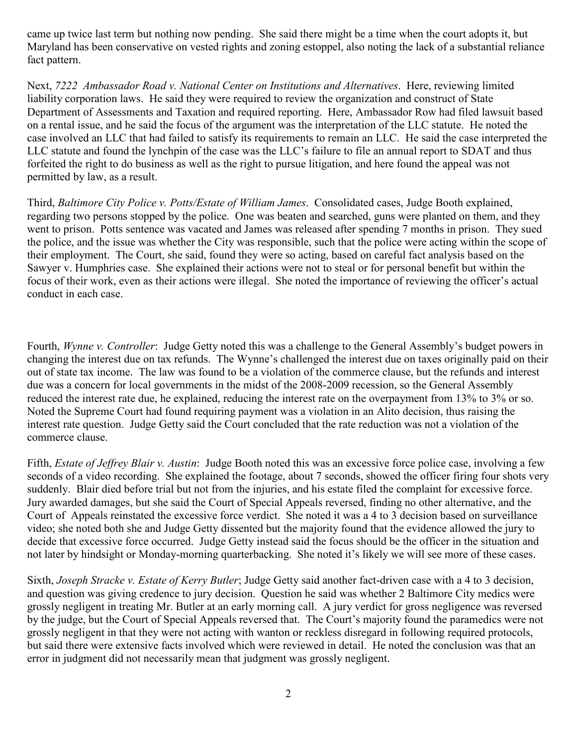came up twice last term but nothing now pending. She said there might be a time when the court adopts it, but Maryland has been conservative on vested rights and zoning estoppel, also noting the lack of a substantial reliance fact pattern.

Next, *7222 Ambassador Road v. National Center on Institutions and Alternatives*. Here, reviewing limited liability corporation laws. He said they were required to review the organization and construct of State Department of Assessments and Taxation and required reporting. Here, Ambassador Row had filed lawsuit based on a rental issue, and he said the focus of the argument was the interpretation of the LLC statute. He noted the case involved an LLC that had failed to satisfy its requirements to remain an LLC. He said the case interpreted the LLC statute and found the lynchpin of the case was the LLC's failure to file an annual report to SDAT and thus forfeited the right to do business as well as the right to pursue litigation, and here found the appeal was not permitted by law, as a result.

Third, *Baltimore City Police v. Potts/Estate of William James*. Consolidated cases, Judge Booth explained, regarding two persons stopped by the police. One was beaten and searched, guns were planted on them, and they went to prison. Potts sentence was vacated and James was released after spending 7 months in prison. They sued the police, and the issue was whether the City was responsible, such that the police were acting within the scope of their employment. The Court, she said, found they were so acting, based on careful fact analysis based on the Sawyer v. Humphries case. She explained their actions were not to steal or for personal benefit but within the focus of their work, even as their actions were illegal. She noted the importance of reviewing the officer's actual conduct in each case.

Fourth, *Wynne v. Controller*: Judge Getty noted this was a challenge to the General Assembly's budget powers in changing the interest due on tax refunds. The Wynne's challenged the interest due on taxes originally paid on their out of state tax income. The law was found to be a violation of the commerce clause, but the refunds and interest due was a concern for local governments in the midst of the 2008-2009 recession, so the General Assembly reduced the interest rate due, he explained, reducing the interest rate on the overpayment from 13% to 3% or so. Noted the Supreme Court had found requiring payment was a violation in an Alito decision, thus raising the interest rate question. Judge Getty said the Court concluded that the rate reduction was not a violation of the commerce clause.

Fifth, *Estate of Jeffrey Blair v. Austin*: Judge Booth noted this was an excessive force police case, involving a few seconds of a video recording. She explained the footage, about 7 seconds, showed the officer firing four shots very suddenly. Blair died before trial but not from the injuries, and his estate filed the complaint for excessive force. Jury awarded damages, but she said the Court of Special Appeals reversed, finding no other alternative, and the Court of Appeals reinstated the excessive force verdict. She noted it was a 4 to 3 decision based on surveillance video; she noted both she and Judge Getty dissented but the majority found that the evidence allowed the jury to decide that excessive force occurred. Judge Getty instead said the focus should be the officer in the situation and not later by hindsight or Monday-morning quarterbacking. She noted it's likely we will see more of these cases.

Sixth, *Joseph Stracke v. Estate of Kerry Butler*; Judge Getty said another fact-driven case with a 4 to 3 decision, and question was giving credence to jury decision. Question he said was whether 2 Baltimore City medics were grossly negligent in treating Mr. Butler at an early morning call. A jury verdict for gross negligence was reversed by the judge, but the Court of Special Appeals reversed that. The Court's majority found the paramedics were not grossly negligent in that they were not acting with wanton or reckless disregard in following required protocols, but said there were extensive facts involved which were reviewed in detail. He noted the conclusion was that an error in judgment did not necessarily mean that judgment was grossly negligent.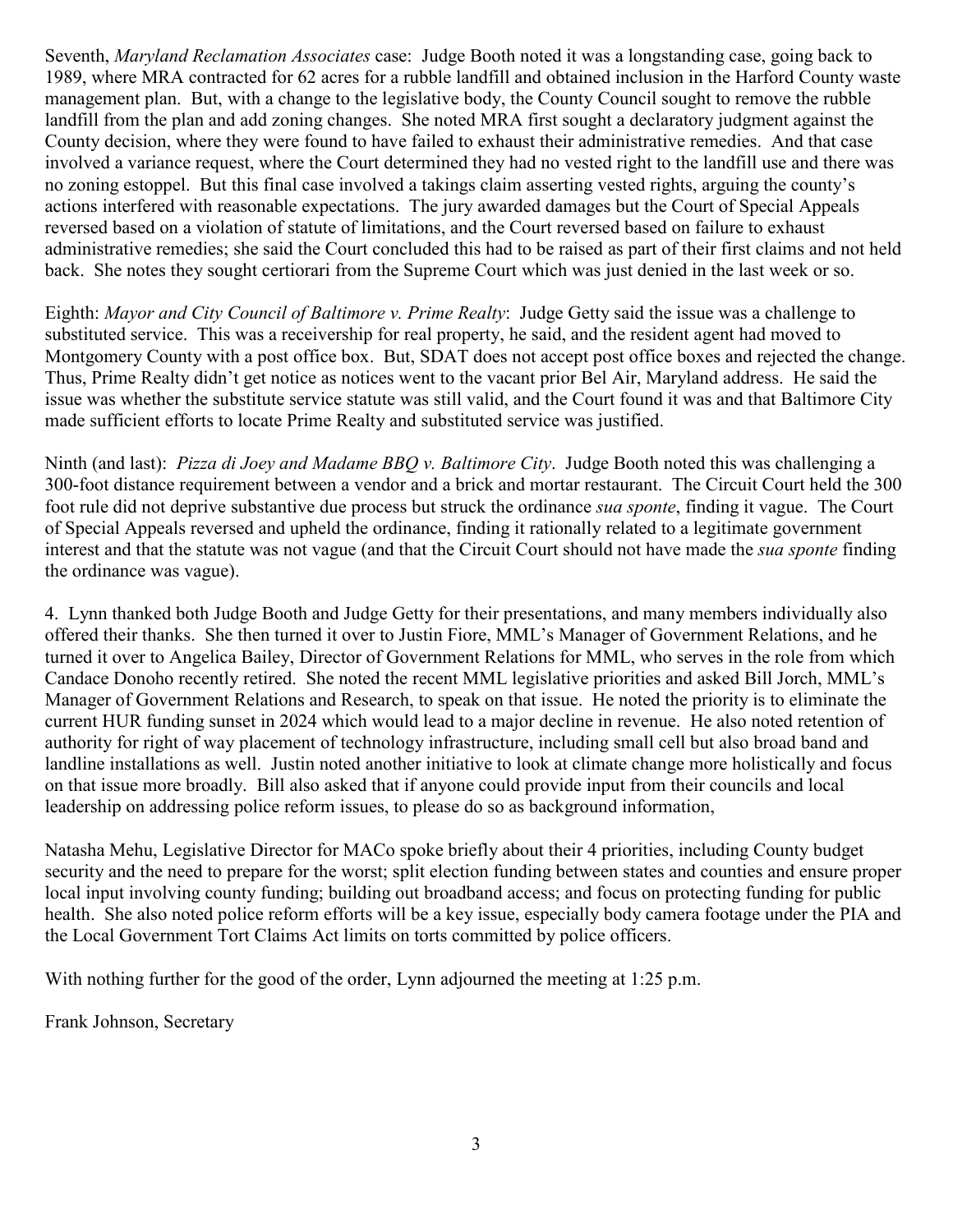Seventh, *Maryland Reclamation Associates* case: Judge Booth noted it was a longstanding case, going back to 1989, where MRA contracted for 62 acres for a rubble landfill and obtained inclusion in the Harford County waste management plan. But, with a change to the legislative body, the County Council sought to remove the rubble landfill from the plan and add zoning changes. She noted MRA first sought a declaratory judgment against the County decision, where they were found to have failed to exhaust their administrative remedies. And that case involved a variance request, where the Court determined they had no vested right to the landfill use and there was no zoning estoppel. But this final case involved a takings claim asserting vested rights, arguing the county's actions interfered with reasonable expectations. The jury awarded damages but the Court of Special Appeals reversed based on a violation of statute of limitations, and the Court reversed based on failure to exhaust administrative remedies; she said the Court concluded this had to be raised as part of their first claims and not held back. She notes they sought certiorari from the Supreme Court which was just denied in the last week or so.

Eighth: *Mayor and City Council of Baltimore v. Prime Realty*: Judge Getty said the issue was a challenge to substituted service. This was a receivership for real property, he said, and the resident agent had moved to Montgomery County with a post office box. But, SDAT does not accept post office boxes and rejected the change. Thus, Prime Realty didn't get notice as notices went to the vacant prior Bel Air, Maryland address. He said the issue was whether the substitute service statute was still valid, and the Court found it was and that Baltimore City made sufficient efforts to locate Prime Realty and substituted service was justified.

Ninth (and last): *Pizza di Joey and Madame BBQ v. Baltimore City*. Judge Booth noted this was challenging a 300-foot distance requirement between a vendor and a brick and mortar restaurant. The Circuit Court held the 300 foot rule did not deprive substantive due process but struck the ordinance *sua sponte*, finding it vague. The Court of Special Appeals reversed and upheld the ordinance, finding it rationally related to a legitimate government interest and that the statute was not vague (and that the Circuit Court should not have made the *sua sponte* finding the ordinance was vague).

4. Lynn thanked both Judge Booth and Judge Getty for their presentations, and many members individually also offered their thanks. She then turned it over to Justin Fiore, MML's Manager of Government Relations, and he turned it over to Angelica Bailey, Director of Government Relations for MML, who serves in the role from which Candace Donoho recently retired. She noted the recent MML legislative priorities and asked Bill Jorch, MML's Manager of Government Relations and Research, to speak on that issue. He noted the priority is to eliminate the current HUR funding sunset in 2024 which would lead to a major decline in revenue. He also noted retention of authority for right of way placement of technology infrastructure, including small cell but also broad band and landline installations as well. Justin noted another initiative to look at climate change more holistically and focus on that issue more broadly. Bill also asked that if anyone could provide input from their councils and local leadership on addressing police reform issues, to please do so as background information,

Natasha Mehu, Legislative Director for MACo spoke briefly about their 4 priorities, including County budget security and the need to prepare for the worst; split election funding between states and counties and ensure proper local input involving county funding; building out broadband access; and focus on protecting funding for public health. She also noted police reform efforts will be a key issue, especially body camera footage under the PIA and the Local Government Tort Claims Act limits on torts committed by police officers.

With nothing further for the good of the order, Lynn adjourned the meeting at 1:25 p.m.

Frank Johnson, Secretary